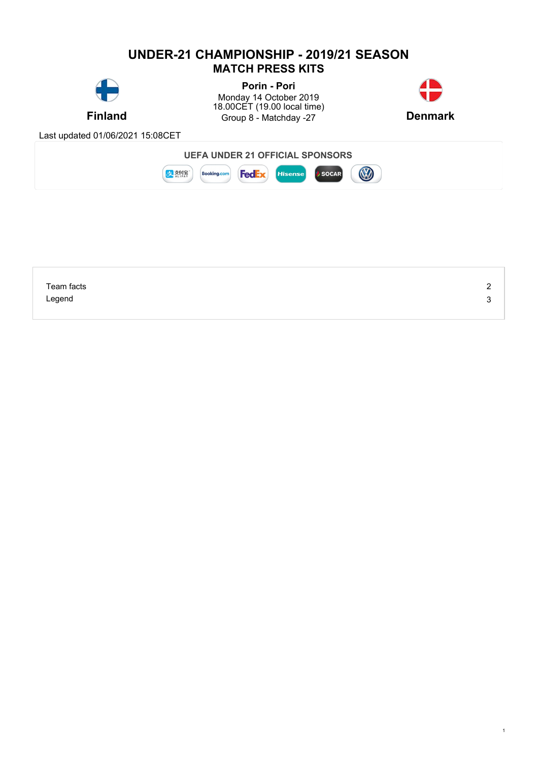# UNDER-21 CHAMPIONSHIP - 2019/21 SEASON

## MATCH PRESS KITS

**Finland** — **Denmark**

**Porin - Pori**
Monday 14 October 2019
18.00CET (19.00 local time)
Group 8 - Matchday -27

Last updated 01/06/2021 15:08CET

**UEFA UNDER 21 OFFICIAL SPONSORS**

| | |
|---|---|
| Team facts | 2 |
| Legend | 3 |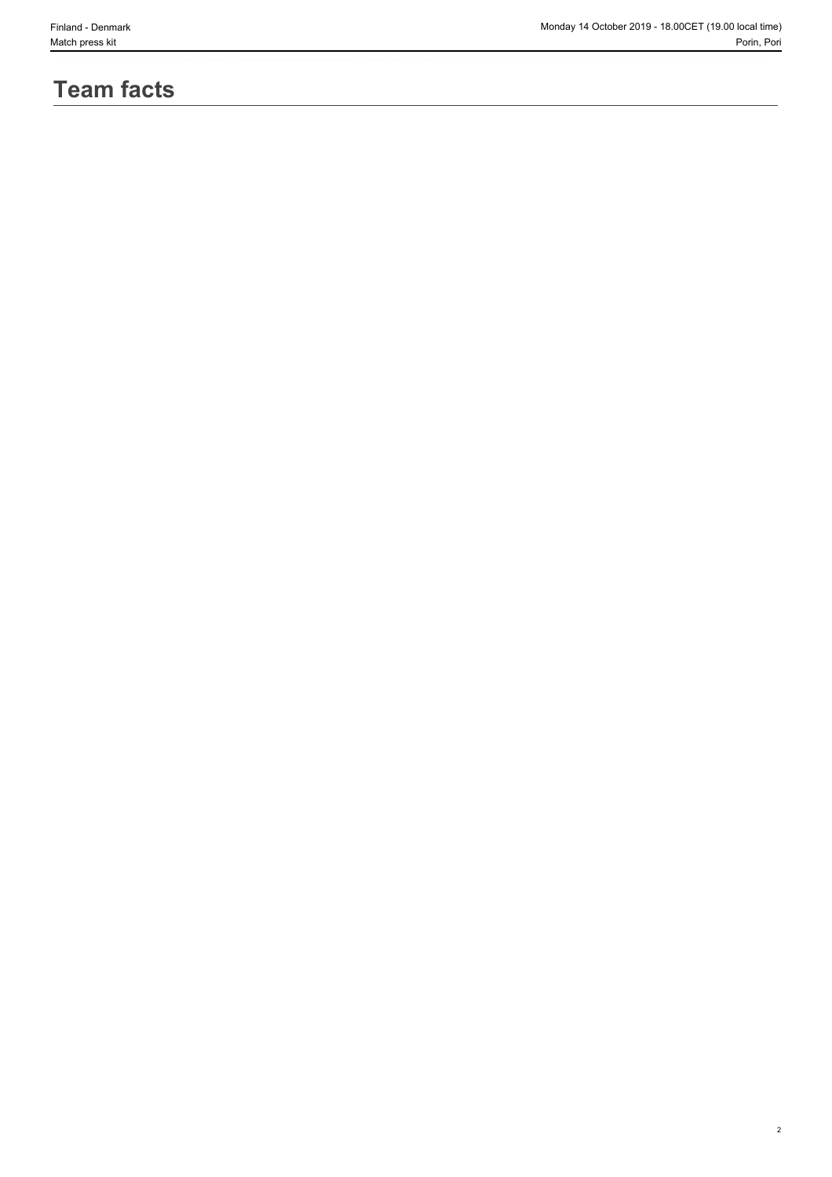# Team facts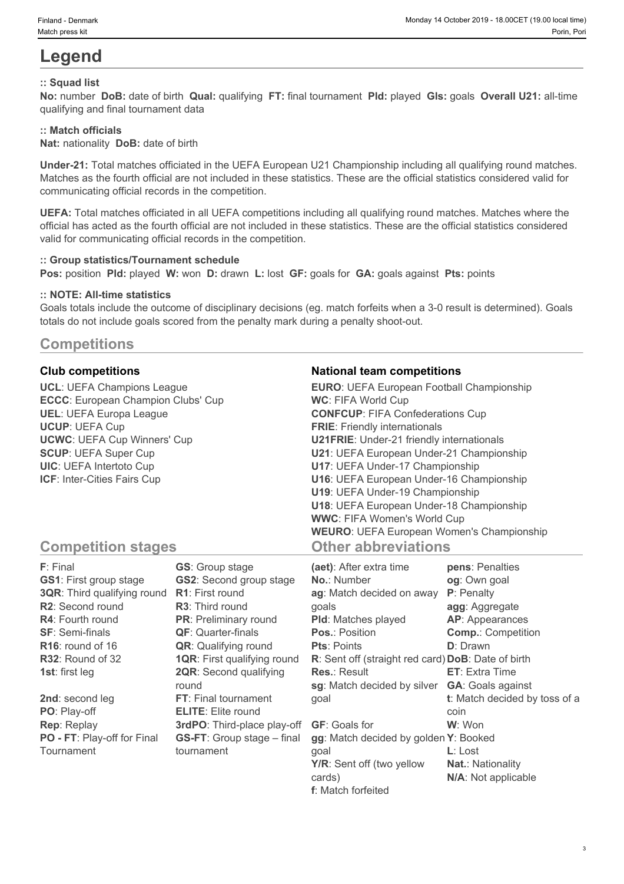# Legend

### :: Squad list

**No:** number **DoB:** date of birth **Qual:** qualifying **FT:** final tournament **Pld:** played **Gls:** goals **Overall U21:** all-time qualifying and final tournament data

### :: Match officials

**Nat:** nationality **DoB:** date of birth

**Under-21:** Total matches officiated in the UEFA European U21 Championship including all qualifying round matches. Matches as the fourth official are not included in these statistics. These are the official statistics considered valid for communicating official records in the competition.

**UEFA:** Total matches officiated in all UEFA competitions including all qualifying round matches. Matches where the official has acted as the fourth official are not included in these statistics. These are the official statistics considered valid for communicating official records in the competition.

### :: Group statistics/Tournament schedule

**Pos:** position **Pld:** played **W:** won **D:** drawn **L:** lost **GF:** goals for **GA:** goals against **Pts:** points

### :: NOTE: All-time statistics

Goals totals include the outcome of disciplinary decisions (eg. match forfeits when a 3-0 result is determined). Goals totals do not include goals scored from the penalty mark during a penalty shoot-out.

## Competitions

### Club competitions

**UCL**: UEFA Champions League
**ECCC**: European Champion Clubs' Cup
**UEL**: UEFA Europa League
**UCUP**: UEFA Cup
**UCWC**: UEFA Cup Winners' Cup
**SCUP**: UEFA Super Cup
**UIC**: UEFA Intertoto Cup
**ICF**: Inter-Cities Fairs Cup

### National team competitions

**EURO**: UEFA European Football Championship
**WC**: FIFA World Cup
**CONFCUP**: FIFA Confederations Cup
**FRIE**: Friendly internationals
**U21FRIE**: Under-21 friendly internationals
**U21**: UEFA European Under-21 Championship
**U17**: UEFA Under-17 Championship
**U16**: UEFA European Under-16 Championship
**U19**: UEFA Under-19 Championship
**U18**: UEFA European Under-18 Championship
**WWC**: FIFA Women's World Cup
**WEURO**: UEFA European Women's Championship

## Competition stages

**F**: Final
**GS1**: First group stage
**3QR**: Third qualifying round
**R2**: Second round
**R4**: Fourth round
**SF**: Semi-finals
**R16**: round of 16
**R32**: Round of 32
**1st**: first leg
**2nd**: second leg
**PO**: Play-off
**Rep**: Replay
**PO - FT**: Play-off for Final Tournament
**GS**: Group stage
**GS2**: Second group stage
**R1**: First round
**R3**: Third round
**PR**: Preliminary round
**QF**: Quarter-finals
**QR**: Qualifying round
**1QR**: First qualifying round
**2QR**: Second qualifying round
**FT**: Final tournament
**ELITE**: Elite round
**3rdPO**: Third-place play-off
**GS-FT**: Group stage – final tournament

## Other abbreviations

**(aet)**: After extra time
**No.**: Number
**ag**: Match decided on away goals
**Pld**: Matches played
**Pos.**: Position
**Pts**: Points
**R**: Sent off (straight red card)
**Res.**: Result
**sg**: Match decided by silver goal
**GF**: Goals for
**gg**: Match decided by golden goal
**Y/R**: Sent off (two yellow cards)
**f**: Match forfeited
**pens**: Penalties
**og**: Own goal
**P**: Penalty
**agg**: Aggregate
**AP**: Appearances
**Comp.**: Competition
**D**: Drawn
**DoB**: Date of birth
**ET**: Extra Time
**GA**: Goals against
**t**: Match decided by toss of a coin
**W**: Won
**Y**: Booked
**L**: Lost
**Nat.**: Nationality
**N/A**: Not applicable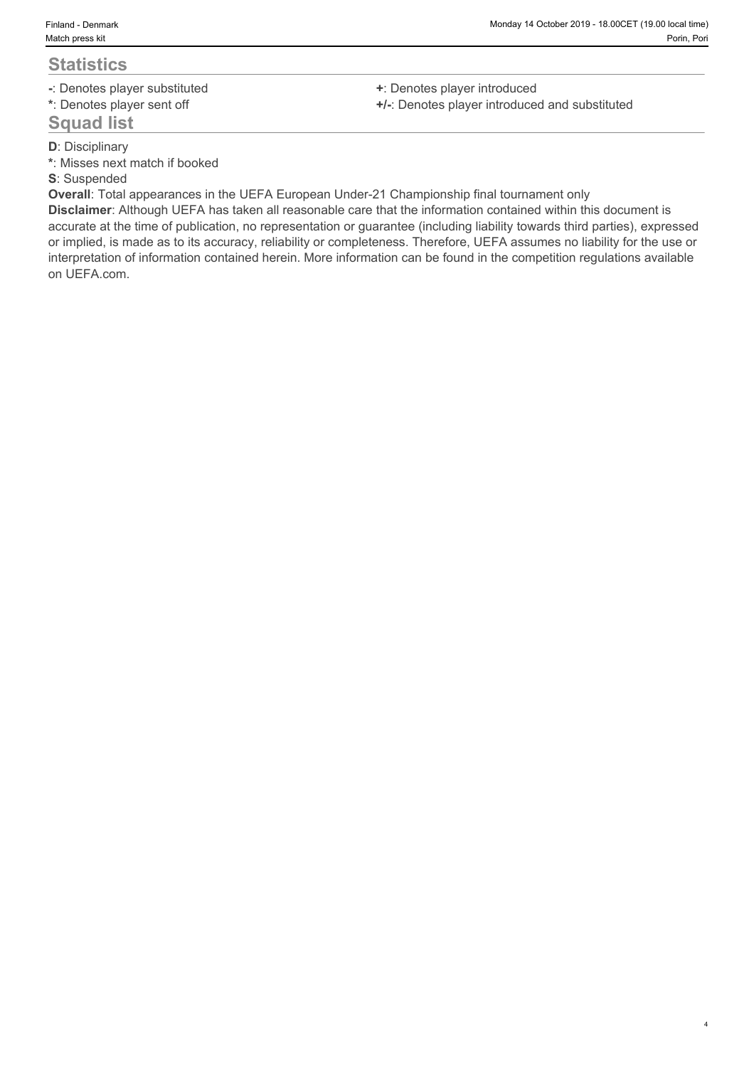## Statistics

**-**: Denotes player substituted

**\***: Denotes player sent off

**+**: Denotes player introduced

**+/-**: Denotes player introduced and substituted

## Squad list

**D**: Disciplinary

**\***: Misses next match if booked

**S**: Suspended

**Overall**: Total appearances in the UEFA European Under-21 Championship final tournament only

**Disclaimer**: Although UEFA has taken all reasonable care that the information contained within this document is accurate at the time of publication, no representation or guarantee (including liability towards third parties), expressed or implied, is made as to its accuracy, reliability or completeness. Therefore, UEFA assumes no liability for the use or interpretation of information contained herein. More information can be found in the competition regulations available on UEFA.com.